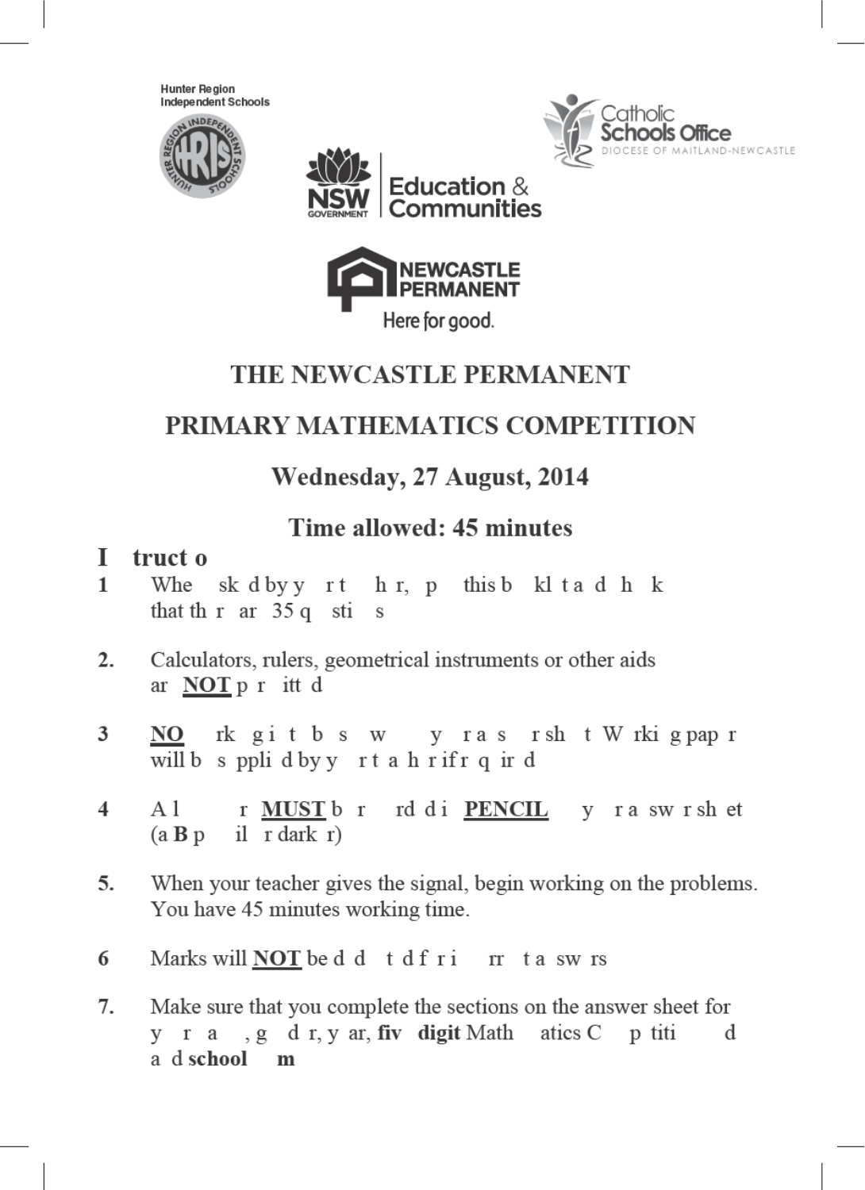Hunter Region Independent Schools

Catholic Schools Office
DIOCESE OF MAITLAND-NEWCASTLE

Education & Communities

NEWCASTLE PERMANENT
Here for good.

# THE NEWCASTLE PERMANENT

# PRIMARY MATHEMATICS COMPETITION

## Wednesday, 27 August, 2014

## Time allowed: 45 minutes

### I truct o

1 Whe sk d by y r t h r, p this b kl t a d h k that th r ar 35 q sti s

2. Calculators, rulers, geometrical instruments or other aids ar **NOT** p r itt d

3 **NO** rk g i t b s w y r a s r sh t W rki g pap r will b s ppli d by y r t a h r if r q ir d

4 A l r **MUST** b r rd d i **PENCIL** y r a sw r sh et (a **B** p il r dark r)

5. When your teacher gives the signal, begin working on the problems. You have 45 minutes working time.

6 Marks will **NOT** be d d t d f r i rr t a sw rs

7. Make sure that you complete the sections on the answer sheet for y r a , g d r, y ar, **fiv digit** Math atics C p titi d a d **school** **m**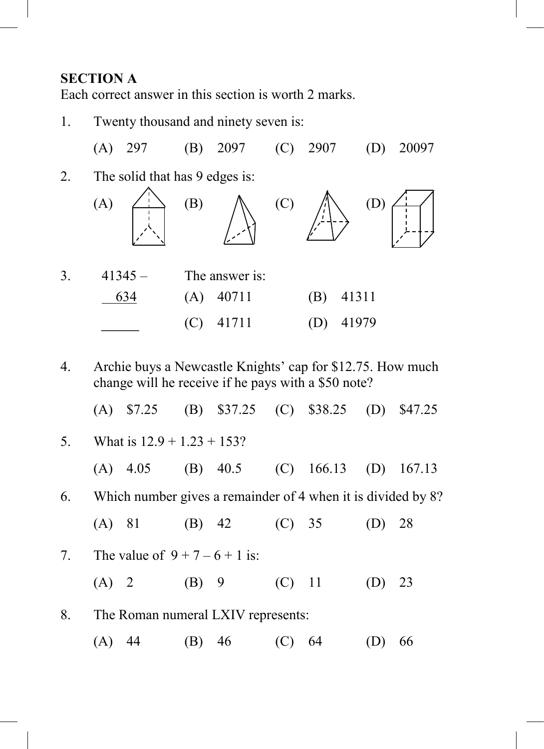**SECTION A**

Each correct answer in this section is worth 2 marks.

1. Twenty thousand and ninety seven is:

   (A) 297 (B) 2097 (C) 2907 (D) 20097

2. The solid that has 9 edges is:

   (A) (B) (C) (D)

3. 41345 – 634

   The answer is:

   (A) 40711 (B) 41311

   (C) 41711 (D) 41979

4. Archie buys a Newcastle Knights' cap for \$12.75. How much change will he receive if he pays with a \$50 note?

   (A) \$7.25 (B) \$37.25 (C) \$38.25 (D) \$47.25

5. What is 12.9 + 1.23 + 153?

   (A) 4.05 (B) 40.5 (C) 166.13 (D) 167.13

6. Which number gives a remainder of 4 when it is divided by 8?

   (A) 81 (B) 42 (C) 35 (D) 28

7. The value of $9 + 7 - 6 + 1$ is:

   (A) 2 (B) 9 (C) 11 (D) 23

8. The Roman numeral LXIV represents:

   (A) 44 (B) 46 (C) 64 (D) 66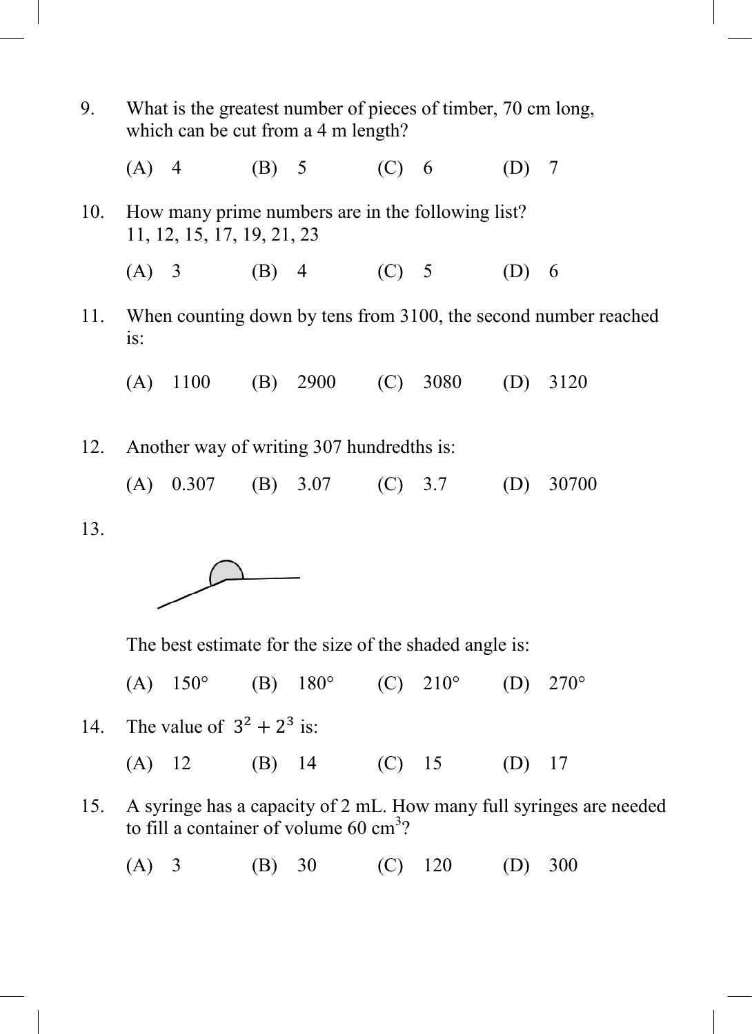9. What is the greatest number of pieces of timber, 70 cm long, which can be cut from a 4 m length?

   (A) 4 (B) 5 (C) 6 (D) 7

10. How many prime numbers are in the following list?
    11, 12, 15, 17, 19, 21, 23

    (A) 3 (B) 4 (C) 5 (D) 6

11. When counting down by tens from 3100, the second number reached is:

    (A) 1100 (B) 2900 (C) 3080 (D) 3120

12. Another way of writing 307 hundredths is:

    (A) 0.307 (B) 3.07 (C) 3.7 (D) 30700

13. The best estimate for the size of the shaded angle is:

    (A) 150° (B) 180° (C) 210° (D) 270°

14. The value of $3^2 + 2^3$ is:

    (A) 12 (B) 14 (C) 15 (D) 17

15. A syringe has a capacity of 2 mL. How many full syringes are needed to fill a container of volume 60 $cm^3$?

    (A) 3 (B) 30 (C) 120 (D) 300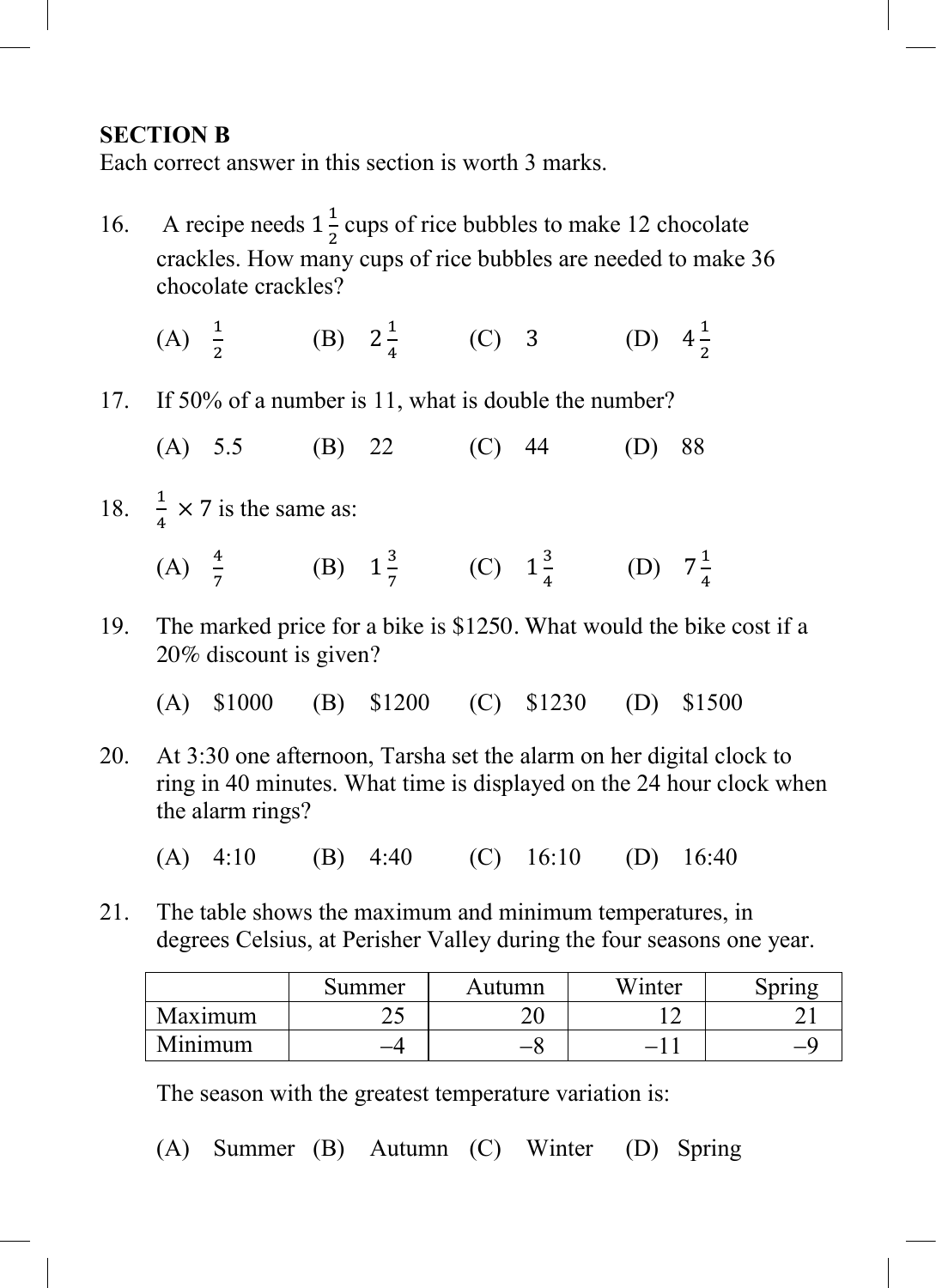**SECTION B**

Each correct answer in this section is worth 3 marks.

16. A recipe needs $1\frac{1}{2}$ cups of rice bubbles to make 12 chocolate crackles. How many cups of rice bubbles are needed to make 36 chocolate crackles?

    (A) $\frac{1}{2}$ (B) $2\frac{1}{4}$ (C) 3 (D) $4\frac{1}{2}$

17. If 50% of a number is 11, what is double the number?

    (A) 5.5 (B) 22 (C) 44 (D) 88

18. $\frac{1}{4} \times 7$ is the same as:

    (A) $\frac{4}{7}$ (B) $1\frac{3}{7}$ (C) $1\frac{3}{4}$ (D) $7\frac{1}{4}$

19. The marked price for a bike is \$1250. What would the bike cost if a 20% discount is given?

    (A) \$1000 (B) \$1200 (C) \$1230 (D) \$1500

20. At 3:30 one afternoon, Tarsha set the alarm on her digital clock to ring in 40 minutes. What time is displayed on the 24 hour clock when the alarm rings?

    (A) 4:10 (B) 4:40 (C) 16:10 (D) 16:40

21. The table shows the maximum and minimum temperatures, in degrees Celsius, at Perisher Valley during the four seasons one year.

| | Summer | Autumn | Winter | Spring |
|---|---|---|---|---|
| Maximum | 25 | 20 | 12 | 21 |
| Minimum | –4 | –8 | –11 | –9 |

The season with the greatest temperature variation is:

(A) Summer (B) Autumn (C) Winter (D) Spring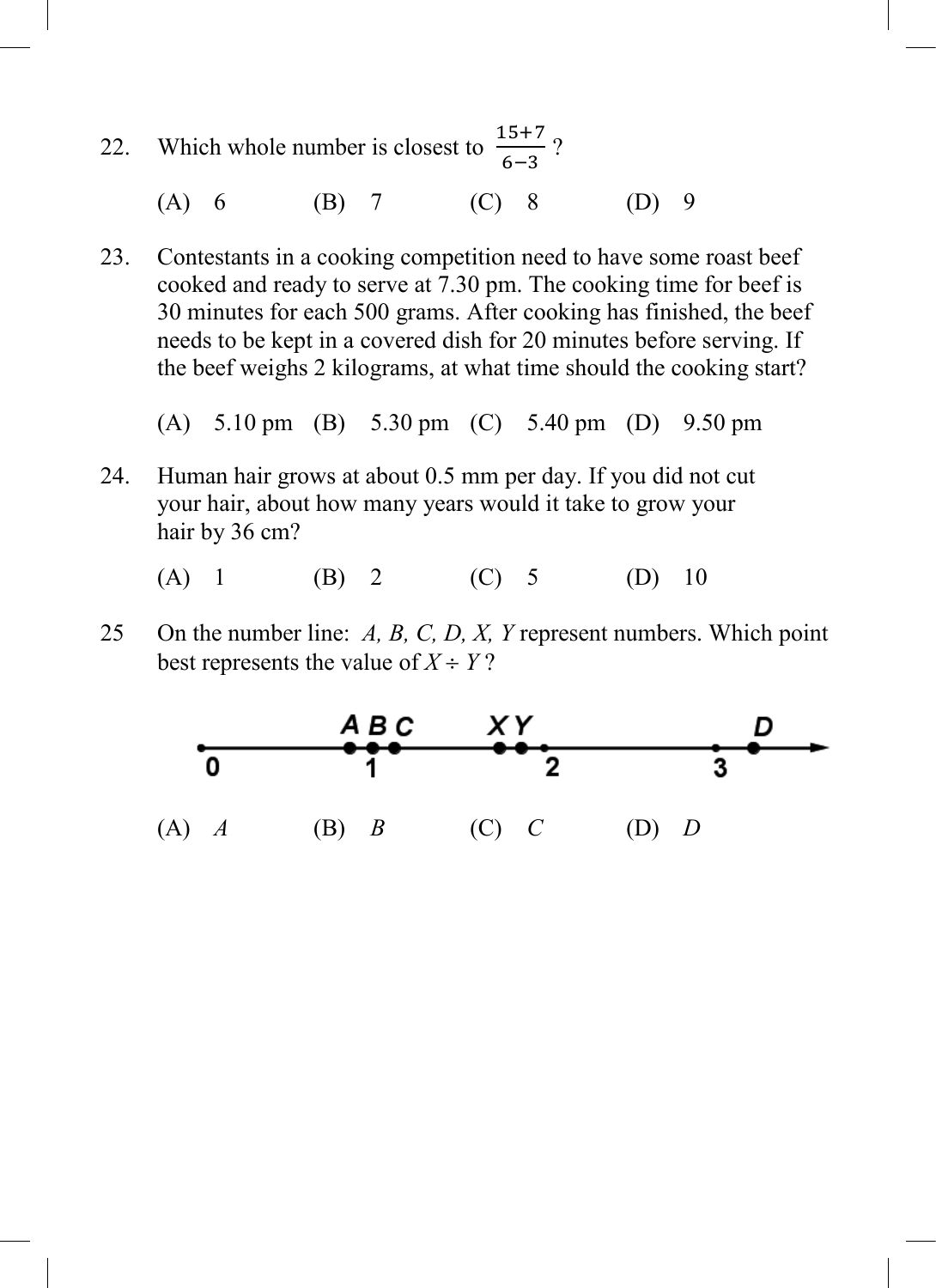22. Which whole number is closest to $\frac{15+7}{6-3}$?

(A) 6 (B) 7 (C) 8 (D) 9

23. Contestants in a cooking competition need to have some roast beef cooked and ready to serve at 7.30 pm. The cooking time for beef is 30 minutes for each 500 grams. After cooking has finished, the beef needs to be kept in a covered dish for 20 minutes before serving. If the beef weighs 2 kilograms, at what time should the cooking start?

(A) 5.10 pm (B) 5.30 pm (C) 5.40 pm (D) 9.50 pm

24. Human hair grows at about 0.5 mm per day. If you did not cut your hair, about how many years would it take to grow your hair by 36 cm?

(A) 1 (B) 2 (C) 5 (D) 10

25 On the number line: *A, B, C, D, X, Y* represent numbers. Which point best represents the value of $X \div Y$?

(A) *A* (B) *B* (C) *C* (D) *D*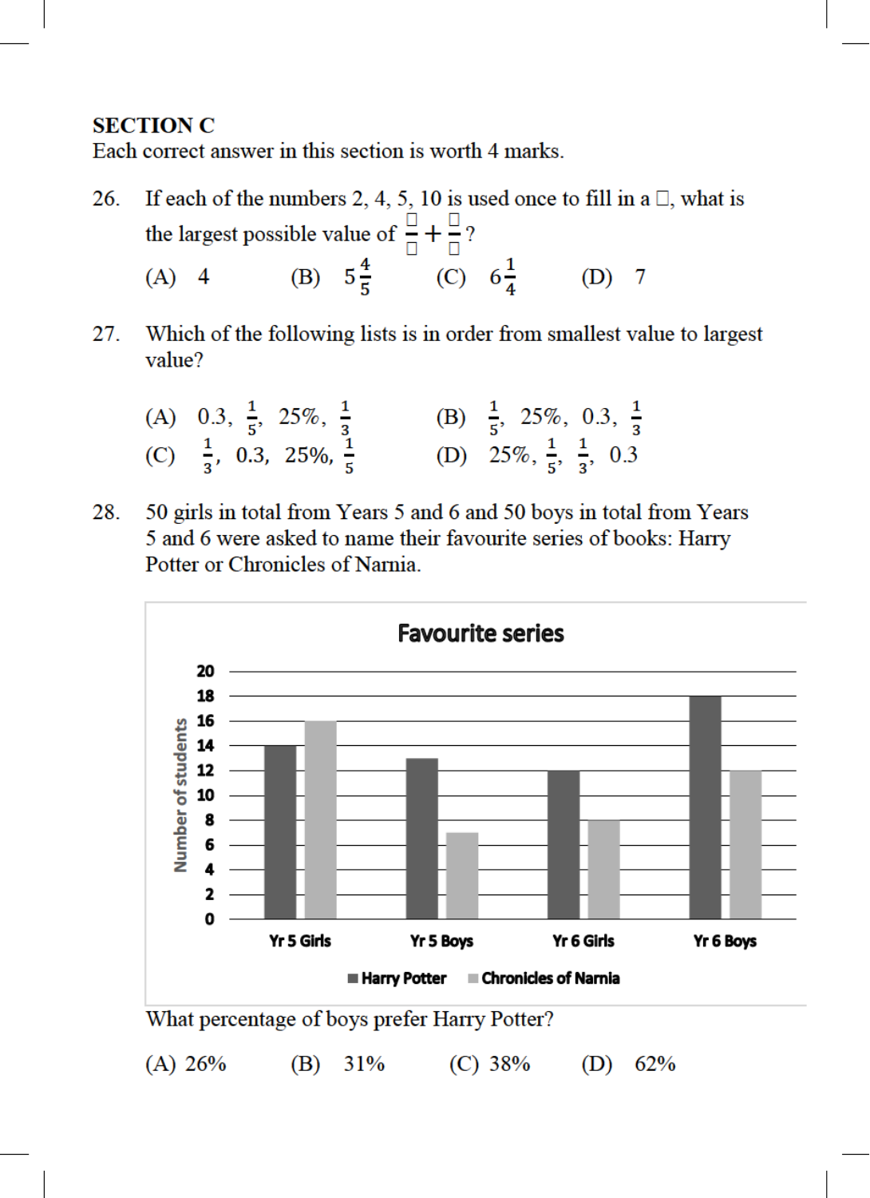**SECTION C**
Each correct answer in this section is worth 4 marks.

26. If each of the numbers 2, 4, 5, 10 is used once to fill in a □, what is the largest possible value of $\frac{\square}{\square} + \frac{\square}{\square}$?

 (A) 4  (B) $5\frac{4}{5}$  (C) $6\frac{1}{4}$  (D) 7

27. Which of the following lists is in order from smallest value to largest value?

 (A) 0.3, $\frac{1}{5}$, 25%, $\frac{1}{3}$  (B) $\frac{1}{5}$, 25%, 0.3, $\frac{1}{3}$

 (C) $\frac{1}{3}$, 0.3, 25%, $\frac{1}{5}$  (D) 25%, $\frac{1}{5}$, $\frac{1}{3}$, 0.3

28. 50 girls in total from Years 5 and 6 and 50 boys in total from Years 5 and 6 were asked to name their favourite series of books: Harry Potter or Chronicles of Narnia.

**Favourite series**

| | Harry Potter | Chronicles of Narnia |
|---|---|---|
| Yr 5 Girls | 14 | 16 |
| Yr 5 Boys | 13 | 7 |
| Yr 6 Girls | 12 | 8 |
| Yr 6 Boys | 18 | 12 |

(Vertical axis: Number of students, 0 to 20)

What percentage of boys prefer Harry Potter?

 (A) 26%  (B) 31%  (C) 38%  (D) 62%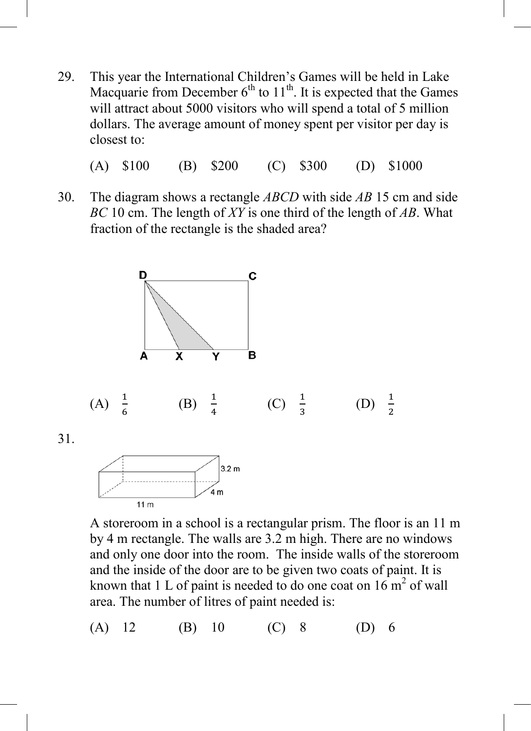29. This year the International Children's Games will be held in Lake Macquarie from December $6^{th}$ to $11^{th}$. It is expected that the Games will attract about 5000 visitors who will spend a total of 5 million dollars. The average amount of money spent per visitor per day is closest to:

    (A) \$100  (B) \$200  (C) \$300  (D) \$1000

30. The diagram shows a rectangle *ABCD* with side *AB* 15 cm and side *BC* 10 cm. The length of *XY* is one third of the length of *AB*. What fraction of the rectangle is the shaded area?

    (A) $\frac{1}{6}$  (B) $\frac{1}{4}$  (C) $\frac{1}{3}$  (D) $\frac{1}{2}$

31. A storeroom in a school is a rectangular prism. The floor is an 11 m by 4 m rectangle. The walls are 3.2 m high. There are no windows and only one door into the room. The inside walls of the storeroom and the inside of the door are to be given two coats of paint. It is known that 1 L of paint is needed to do one coat on 16 $m^2$ of wall area. The number of litres of paint needed is:

    (A) 12  (B) 10  (C) 8  (D) 6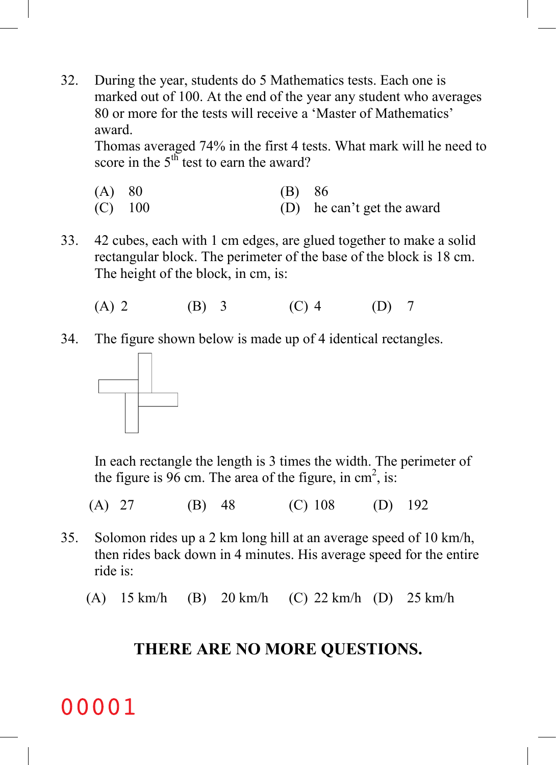32. During the year, students do 5 Mathematics tests. Each one is marked out of 100. At the end of the year any student who averages 80 or more for the tests will receive a 'Master of Mathematics' award.
Thomas averaged 74% in the first 4 tests. What mark will he need to score in the 5th test to earn the award?

(A) 80 (B) 86
(C) 100 (D) he can't get the award

33. 42 cubes, each with 1 cm edges, are glued together to make a solid rectangular block. The perimeter of the base of the block is 18 cm. The height of the block, in cm, is:

(A) 2 (B) 3 (C) 4 (D) 7

34. The figure shown below is made up of 4 identical rectangles.

In each rectangle the length is 3 times the width. The perimeter of the figure is 96 cm. The area of the figure, in $cm^2$, is:

(A) 27 (B) 48 (C) 108 (D) 192

35. Solomon rides up a 2 km long hill at an average speed of 10 km/h, then rides back down in 4 minutes. His average speed for the entire ride is:

(A) 15 km/h (B) 20 km/h (C) 22 km/h (D) 25 km/h

**THERE ARE NO MORE QUESTIONS.**

00001